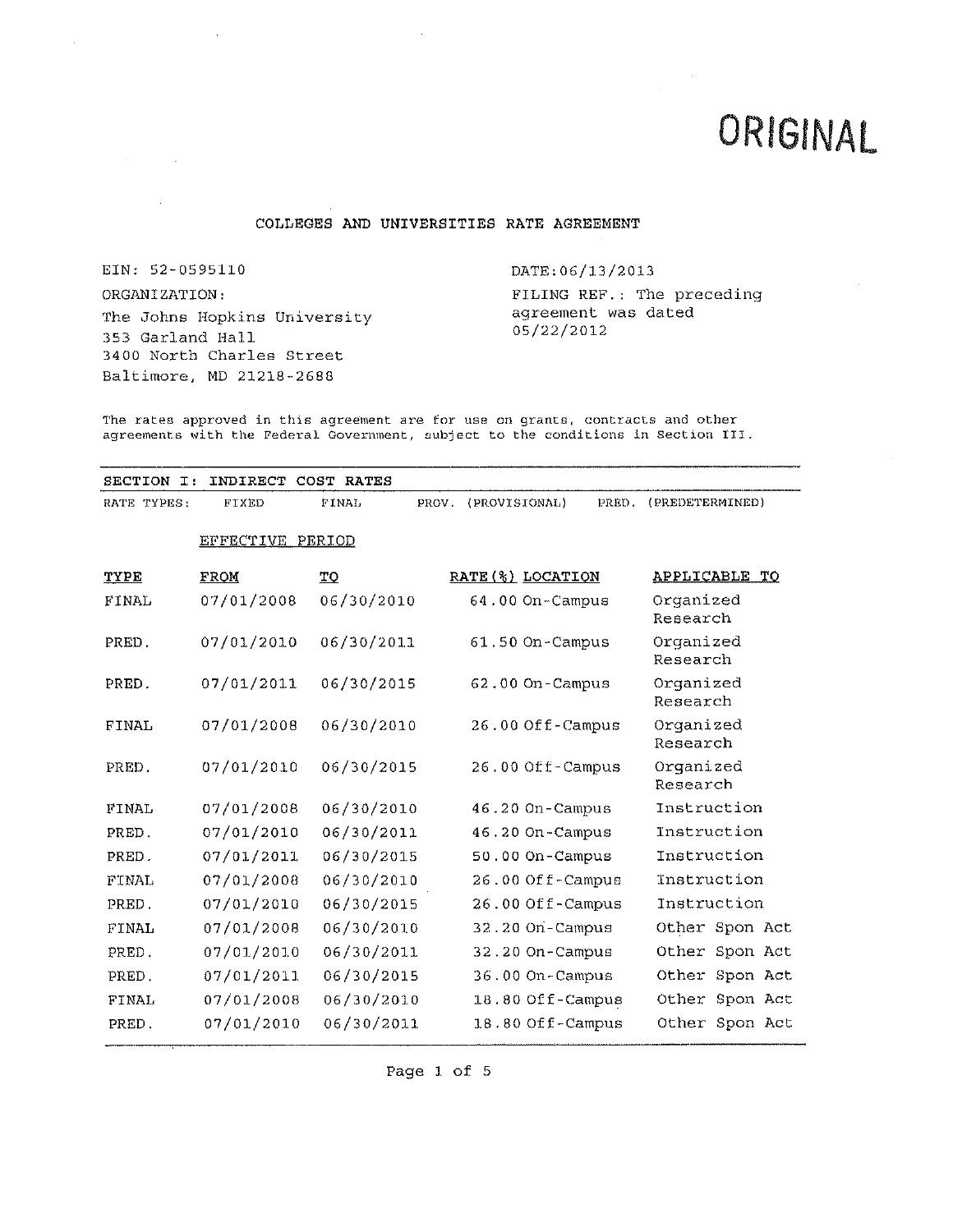# ORIGINAL

## COLLEGES AND UNIVERSITIES RATE AGREEMENT

EIN: 52-0595110

ORGANIZATION:
The Johns Hopkins University
353 Garland Hall
3400 North Charles Street
Baltimore, MD 21218-2688

DATE:06/13/2013

FILING REF.: The preceding agreement was dated 05/22/2012

The rates approved in this agreement are for use on grants, contracts and other agreements with the Federal Government, subject to the conditions in Section III.

### SECTION I: INDIRECT COST RATES

RATE TYPES: FIXED FINAL PROV. (PROVISIONAL) PRED. (PREDETERMINED)

| | EFFECTIVE PERIOD | | | | |
|---|---|---|---|---|---|
| **TYPE** | **FROM** | **TO** | **RATE(%)** | **LOCATION** | **APPLICABLE TO** |
| FINAL | 07/01/2008 | 06/30/2010 | 64.00 | On-Campus | Organized Research |
| PRED. | 07/01/2010 | 06/30/2011 | 61.50 | On-Campus | Organized Research |
| PRED. | 07/01/2011 | 06/30/2015 | 62.00 | On-Campus | Organized Research |
| FINAL | 07/01/2008 | 06/30/2010 | 26.00 | Off-Campus | Organized Research |
| PRED. | 07/01/2010 | 06/30/2015 | 26.00 | Off-Campus | Organized Research |
| FINAL | 07/01/2008 | 06/30/2010 | 46.20 | On-Campus | Instruction |
| PRED. | 07/01/2010 | 06/30/2011 | 46.20 | On-Campus | Instruction |
| PRED. | 07/01/2011 | 06/30/2015 | 50.00 | On-Campus | Instruction |
| FINAL | 07/01/2008 | 06/30/2010 | 26.00 | Off-Campus | Instruction |
| PRED. | 07/01/2010 | 06/30/2015 | 26.00 | Off-Campus | Instruction |
| FINAL | 07/01/2008 | 06/30/2010 | 32.20 | On-Campus | Other Spon Act |
| PRED. | 07/01/2010 | 06/30/2011 | 32.20 | On-Campus | Other Spon Act |
| PRED. | 07/01/2011 | 06/30/2015 | 36.00 | On-Campus | Other Spon Act |
| FINAL | 07/01/2008 | 06/30/2010 | 18.80 | Off-Campus | Other Spon Act |
| PRED. | 07/01/2010 | 06/30/2011 | 18.80 | Off-Campus | Other Spon Act |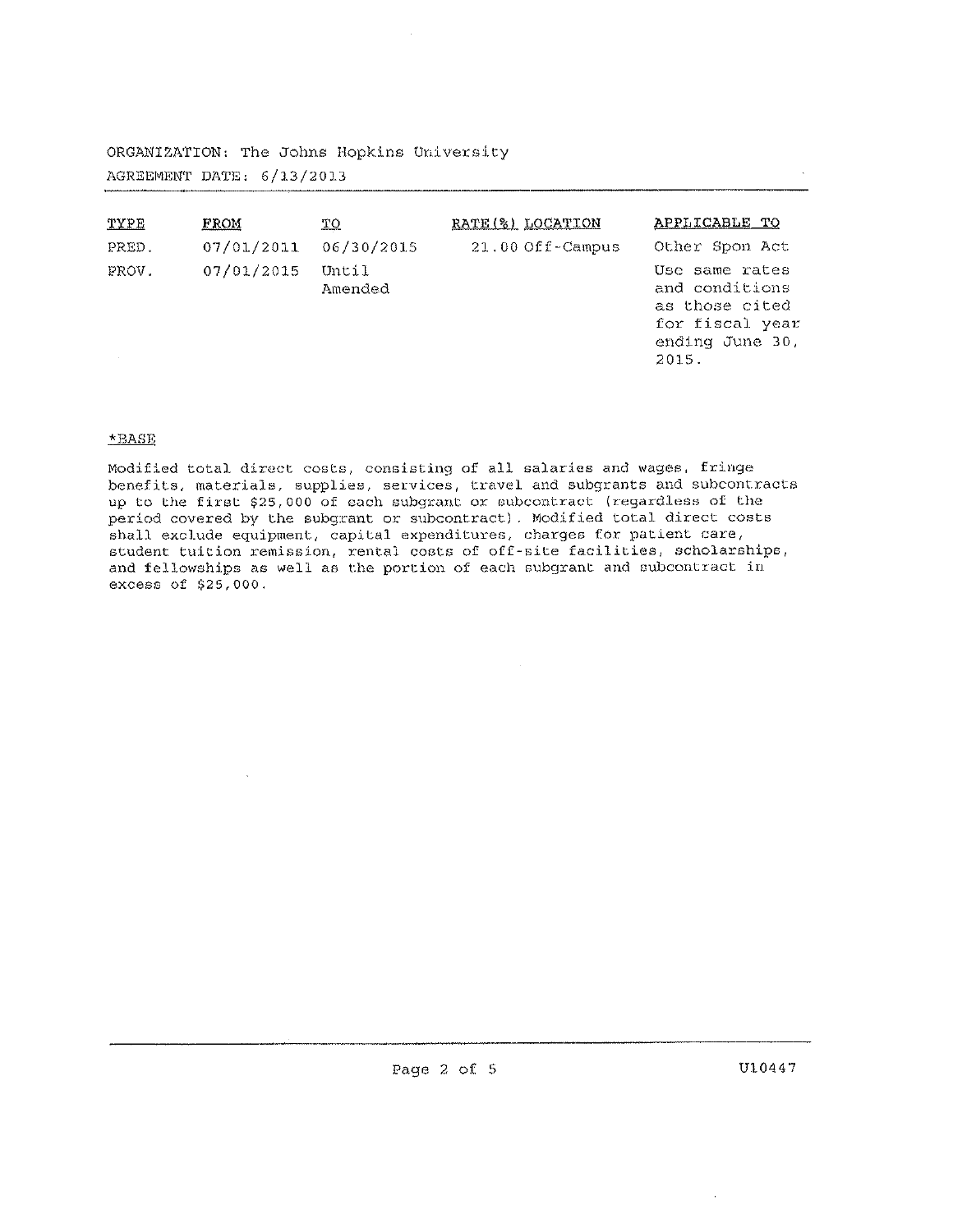ORGANIZATION: The Johns Hopkins University

AGREEMENT DATE: 6/13/2013

| TYPE | FROM | TO | RATE(%) | LOCATION | APPLICABLE TO |
|---|---|---|---|---|---|
| PRED. | 07/01/2011 | 06/30/2015 | 21.00 | Off-Campus | Other Spon Act |
| PROV. | 07/01/2015 | Until Amended | | | Use same rates and conditions as those cited for fiscal year ending June 30, 2015. |

*BASE

Modified total direct costs, consisting of all salaries and wages, fringe benefits, materials, supplies, services, travel and subgrants and subcontracts up to the first $25,000 of each subgrant or subcontract (regardless of the period covered by the subgrant or subcontract). Modified total direct costs shall exclude equipment, capital expenditures, charges for patient care, student tuition remission, rental costs of off-site facilities, scholarships, and fellowships as well as the portion of each subgrant and subcontract in excess of $25,000.

U10447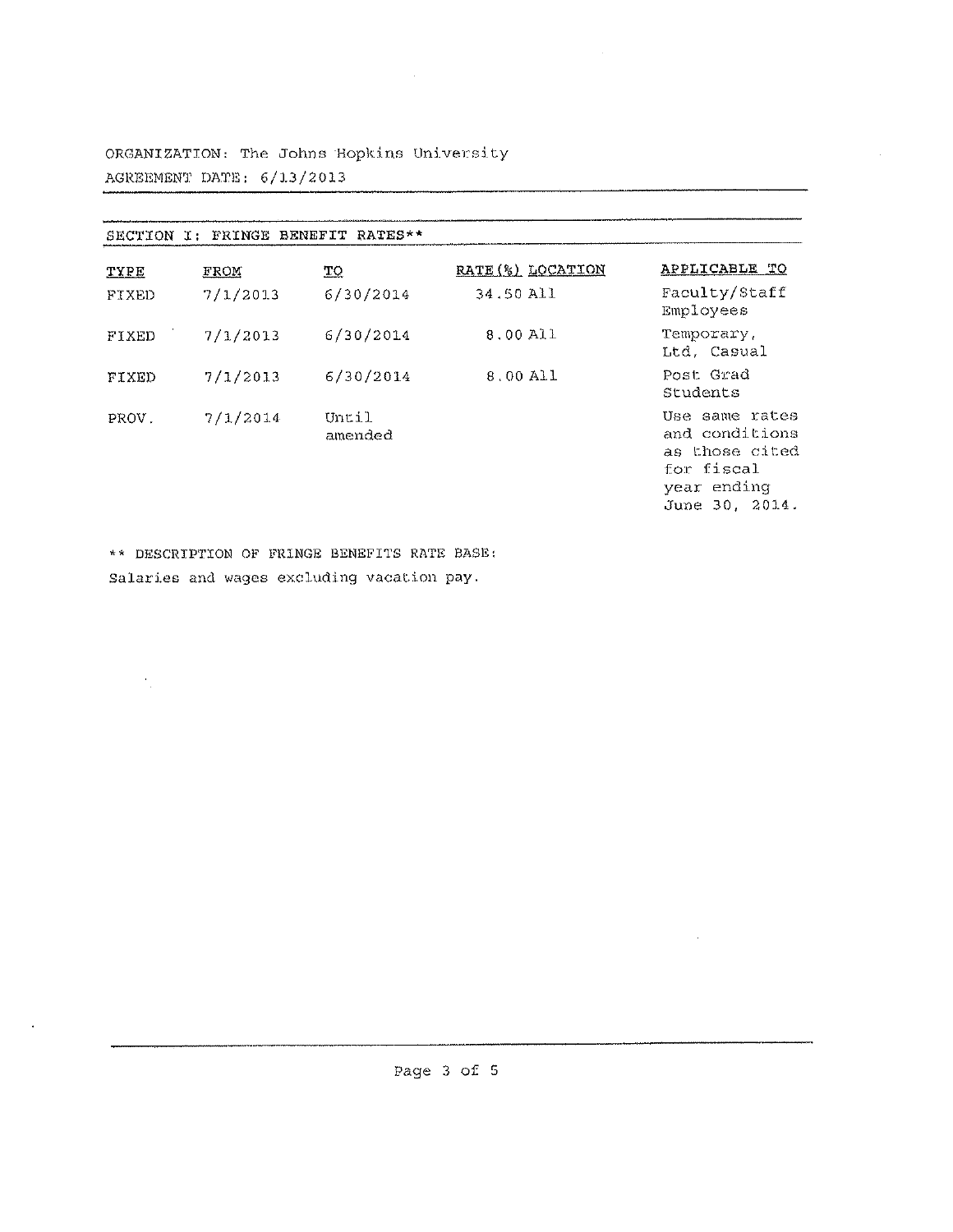ORGANIZATION: The Johns Hopkins University

AGREEMENT DATE: 6/13/2013

SECTION I: FRINGE BENEFIT RATES**

| TYPE | FROM | TO | RATE(%) | LOCATION | APPLICABLE TO |
|---|---|---|---|---|---|
| FIXED | 7/1/2013 | 6/30/2014 | 34.50 | All | Faculty/Staff Employees |
| FIXED | 7/1/2013 | 6/30/2014 | 8.00 | All | Temporary, Ltd, Casual |
| FIXED | 7/1/2013 | 6/30/2014 | 8.00 | All | Post Grad Students |
| PROV. | 7/1/2014 | Until amended | | | Use same rates and conditions as those cited for fiscal year ending June 30, 2014. |

** DESCRIPTION OF FRINGE BENEFITS RATE BASE:

Salaries and wages excluding vacation pay.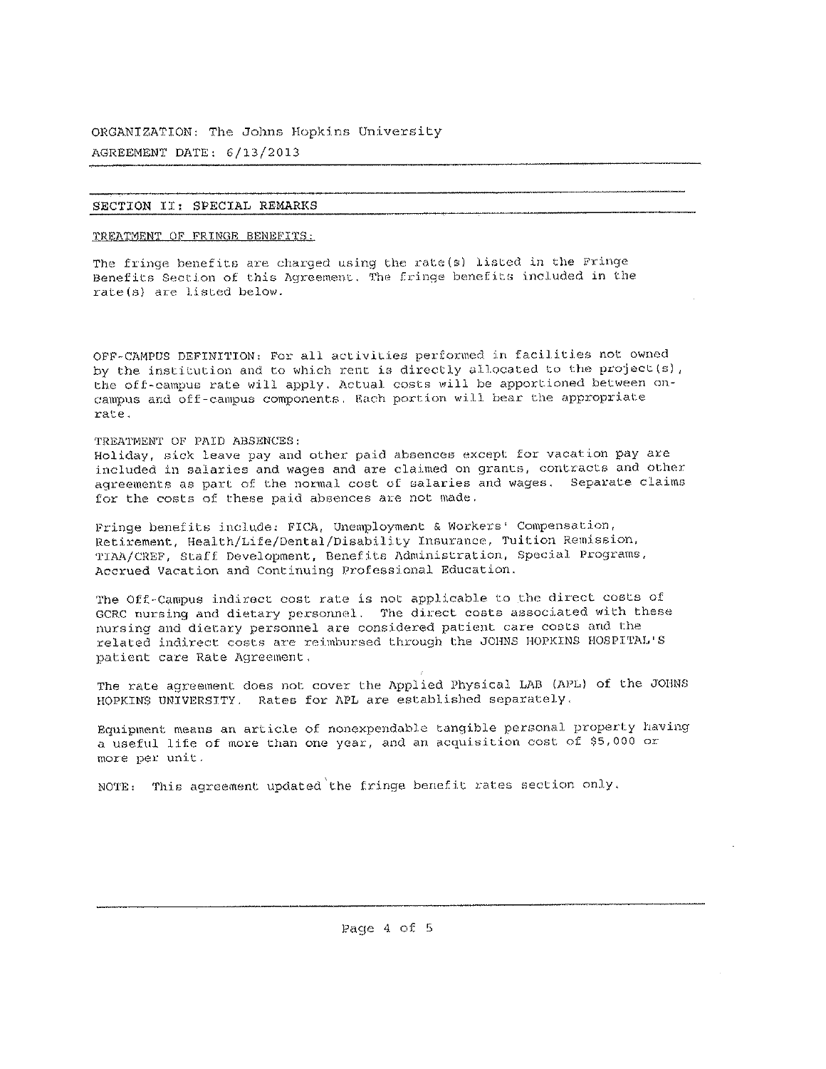ORGANIZATION: The Johns Hopkins University

AGREEMENT DATE: 6/13/2013

## SECTION II: SPECIAL REMARKS

TREATMENT OF FRINGE BENEFITS:

The fringe benefits are charged using the rate(s) listed in the Fringe Benefits Section of this Agreement. The fringe benefits included in the rate(s) are listed below.

OFF-CAMPUS DEFINITION: For all activities performed in facilities not owned by the institution and to which rent is directly allocated to the project(s), the off-campus rate will apply. Actual costs will be apportioned between on-campus and off-campus components. Each portion will bear the appropriate rate.

TREATMENT OF PAID ABSENCES:

Holiday, sick leave pay and other paid absences except for vacation pay are included in salaries and wages and are claimed on grants, contracts and other agreements as part of the normal cost of salaries and wages. Separate claims for the costs of these paid absences are not made.

Fringe benefits include: FICA, Unemployment & Workers' Compensation, Retirement, Health/Life/Dental/Disability Insurance, Tuition Remission, TIAA/CREF, Staff Development, Benefits Administration, Special Programs, Accrued Vacation and Continuing Professional Education.

The Off-Campus indirect cost rate is not applicable to the direct costs of GCRC nursing and dietary personnel. The direct costs associated with these nursing and dietary personnel are considered patient care costs and the related indirect costs are reimbursed through the JOHNS HOPKINS HOSPITAL'S patient care Rate Agreement.

The rate agreement does not cover the Applied Physical LAB (APL) of the JOHNS HOPKINS UNIVERSITY. Rates for APL are established separately.

Equipment means an article of nonexpendable tangible personal property having a useful life of more than one year, and an acquisition cost of $5,000 or more per unit.

NOTE: This agreement updated the fringe benefit rates section only.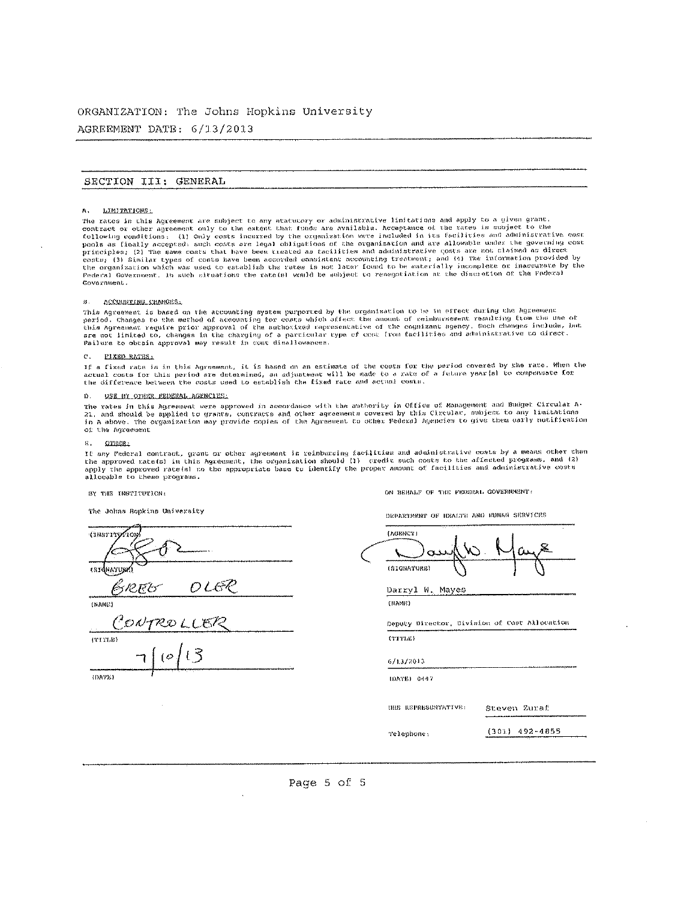ORGANIZATION: The Johns Hopkins University

AGREEMENT DATE: 6/13/2013

## SECTION III: GENERAL

A. LIMITATIONS:

The rates in this Agreement are subject to any statutory or administrative limitations and apply to a given grant, contract or other agreement only to the extent that funds are available. Acceptance of the rates is subject to the following conditions: (1) Only costs incurred by the organization were included in its facilities and administrative cost pools as finally accepted: such costs are legal obligations of the organization and are allowable under the governing cost principles; (2) The same costs that have been treated as facilities and administrative costs are not claimed as direct costs; (3) Similar types of costs have been accorded consistent accounting treatment; and (4) The information provided by the organization which was used to establish the rates is not later found to be materially incomplete or inaccurate by the Federal Government. In such situations the rate(s) would be subject to renegotiation at the discretion of the Federal Government.

B. ACCOUNTING CHANGES:

This Agreement is based on the accounting system purported by the organization to be in effect during the Agreement period. Changes to the method of accounting for costs which affect the amount of reimbursement resulting from the use of this Agreement require prior approval of the authorized representative of the cognizant agency. Such changes include, but are not limited to, changes in the charging of a particular type of cost from facilities and administrative to direct. Failure to obtain approval may result in cost disallowances.

C. FIXED RATES:

If a fixed rate is in this Agreement, it is based on an estimate of the costs for the period covered by the rate. When the actual costs for this period are determined, an adjustment will be made to a rate of a future year(s) to compensate for the difference between the costs used to establish the fixed rate and actual costs.

D. USE BY OTHER FEDERAL AGENCIES:

The rates in this Agreement were approved in accordance with the authority in Office of Management and Budget Circular A-21, and should be applied to grants, contracts and other agreements covered by this Circular, subject to any limitations in A above. The organization may provide copies of the Agreement to other Federal Agencies to give them early notification of the Agreement.

E. OTHER:

If any Federal contract, grant or other agreement is reimbursing facilities and administrative costs by a means other than the approved rate(s) in this Agreement, the organization should (1) credit such costs to the affected programs, and (2) apply the approved rate(s) to the appropriate base to identify the proper amount of facilities and administrative costs allocable to these programs.

BY THE INSTITUTION:

The Johns Hopkins University

(INSTITUTION)

(SIGNATURE)

GREG OLER

(NAME)

CONTROLLER

(TITLE)

7/10/13

(DATE)

ON BEHALF OF THE FEDERAL GOVERNMENT:

DEPARTMENT OF HEALTH AND HUMAN SERVICES

(AGENCY)

(SIGNATURE)

Darryl W. Mayes

(NAME)

Deputy Director, Division of Cost Allocation

(TITLE)

6/13/2013

(DATE) 0447

HHS REPRESENTATIVE: Steven Zuraf

Telephone: (301) 492-4855